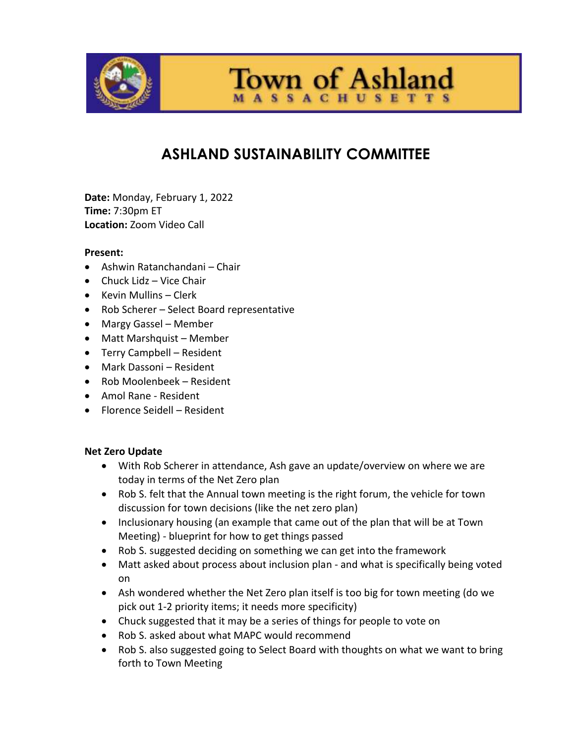# ASHLAND SUSTAINABILITY COMMITTEE

**Date:** Monday, February 1, 2022
**Time:** 7:30pm ET
**Location:** Zoom Video Call

**Present:**

- Ashwin Ratanchandani – Chair
- Chuck Lidz – Vice Chair
- Kevin Mullins – Clerk
- Rob Scherer – Select Board representative
- Margy Gassel – Member
- Matt Marshquist – Member
- Terry Campbell – Resident
- Mark Dassoni – Resident
- Rob Moolenbeek – Resident
- Amol Rane - Resident
- Florence Seidell – Resident

**Net Zero Update**

- With Rob Scherer in attendance, Ash gave an update/overview on where we are today in terms of the Net Zero plan
- Rob S. felt that the Annual town meeting is the right forum, the vehicle for town discussion for town decisions (like the net zero plan)
- Inclusionary housing (an example that came out of the plan that will be at Town Meeting) - blueprint for how to get things passed
- Rob S. suggested deciding on something we can get into the framework
- Matt asked about process about inclusion plan - and what is specifically being voted on
- Ash wondered whether the Net Zero plan itself is too big for town meeting (do we pick out 1-2 priority items; it needs more specificity)
- Chuck suggested that it may be a series of things for people to vote on
- Rob S. asked about what MAPC would recommend
- Rob S. also suggested going to Select Board with thoughts on what we want to bring forth to Town Meeting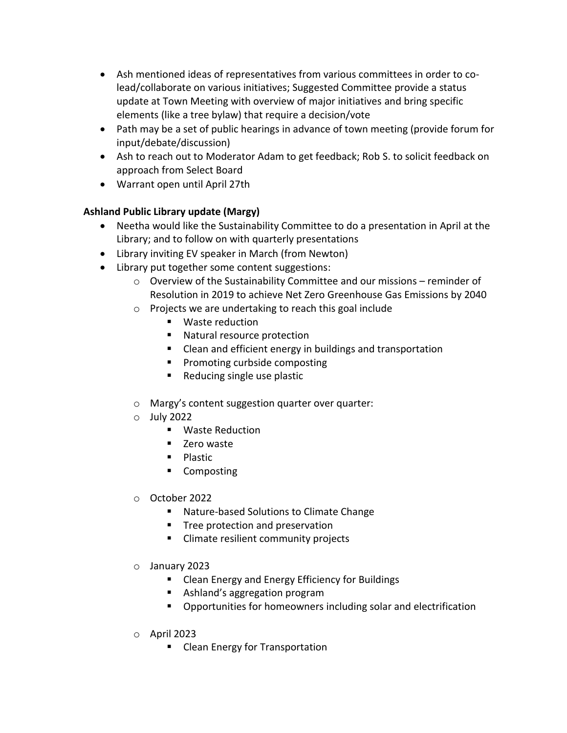- Ash mentioned ideas of representatives from various committees in order to co-lead/collaborate on various initiatives; Suggested Committee provide a status update at Town Meeting with overview of major initiatives and bring specific elements (like a tree bylaw) that require a decision/vote
- Path may be a set of public hearings in advance of town meeting (provide forum for input/debate/discussion)
- Ash to reach out to Moderator Adam to get feedback; Rob S. to solicit feedback on approach from Select Board
- Warrant open until April 27th

**Ashland Public Library update (Margy)**

- Neetha would like the Sustainability Committee to do a presentation in April at the Library; and to follow on with quarterly presentations
- Library inviting EV speaker in March (from Newton)
- Library put together some content suggestions:
    - Overview of the Sustainability Committee and our missions – reminder of Resolution in 2019 to achieve Net Zero Greenhouse Gas Emissions by 2040
    - Projects we are undertaking to reach this goal include
        - Waste reduction
        - Natural resource protection
        - Clean and efficient energy in buildings and transportation
        - Promoting curbside composting
        - Reducing single use plastic
    - Margy's content suggestion quarter over quarter:
    - July 2022
        - Waste Reduction
        - Zero waste
        - Plastic
        - Composting
    - October 2022
        - Nature-based Solutions to Climate Change
        - Tree protection and preservation
        - Climate resilient community projects
    - January 2023
        - Clean Energy and Energy Efficiency for Buildings
        - Ashland's aggregation program
        - Opportunities for homeowners including solar and electrification
    - April 2023
        - Clean Energy for Transportation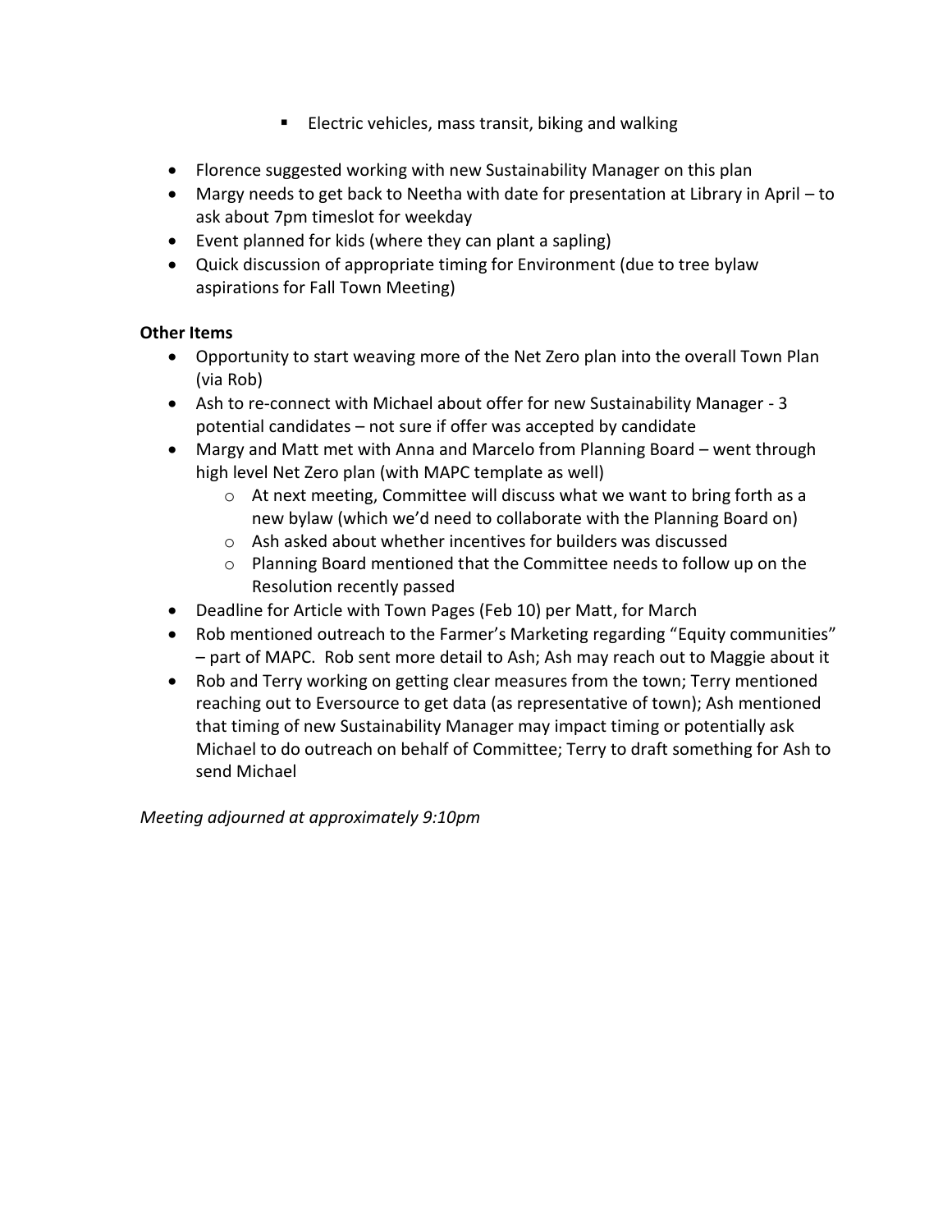- Electric vehicles, mass transit, biking and walking

- Florence suggested working with new Sustainability Manager on this plan
- Margy needs to get back to Neetha with date for presentation at Library in April – to ask about 7pm timeslot for weekday
- Event planned for kids (where they can plant a sapling)
- Quick discussion of appropriate timing for Environment (due to tree bylaw aspirations for Fall Town Meeting)

**Other Items**

- Opportunity to start weaving more of the Net Zero plan into the overall Town Plan (via Rob)
- Ash to re-connect with Michael about offer for new Sustainability Manager - 3 potential candidates – not sure if offer was accepted by candidate
- Margy and Matt met with Anna and Marcelo from Planning Board – went through high level Net Zero plan (with MAPC template as well)
    - At next meeting, Committee will discuss what we want to bring forth as a new bylaw (which we'd need to collaborate with the Planning Board on)
    - Ash asked about whether incentives for builders was discussed
    - Planning Board mentioned that the Committee needs to follow up on the Resolution recently passed
- Deadline for Article with Town Pages (Feb 10) per Matt, for March
- Rob mentioned outreach to the Farmer's Marketing regarding "Equity communities" – part of MAPC. Rob sent more detail to Ash; Ash may reach out to Maggie about it
- Rob and Terry working on getting clear measures from the town; Terry mentioned reaching out to Eversource to get data (as representative of town); Ash mentioned that timing of new Sustainability Manager may impact timing or potentially ask Michael to do outreach on behalf of Committee; Terry to draft something for Ash to send Michael

*Meeting adjourned at approximately 9:10pm*